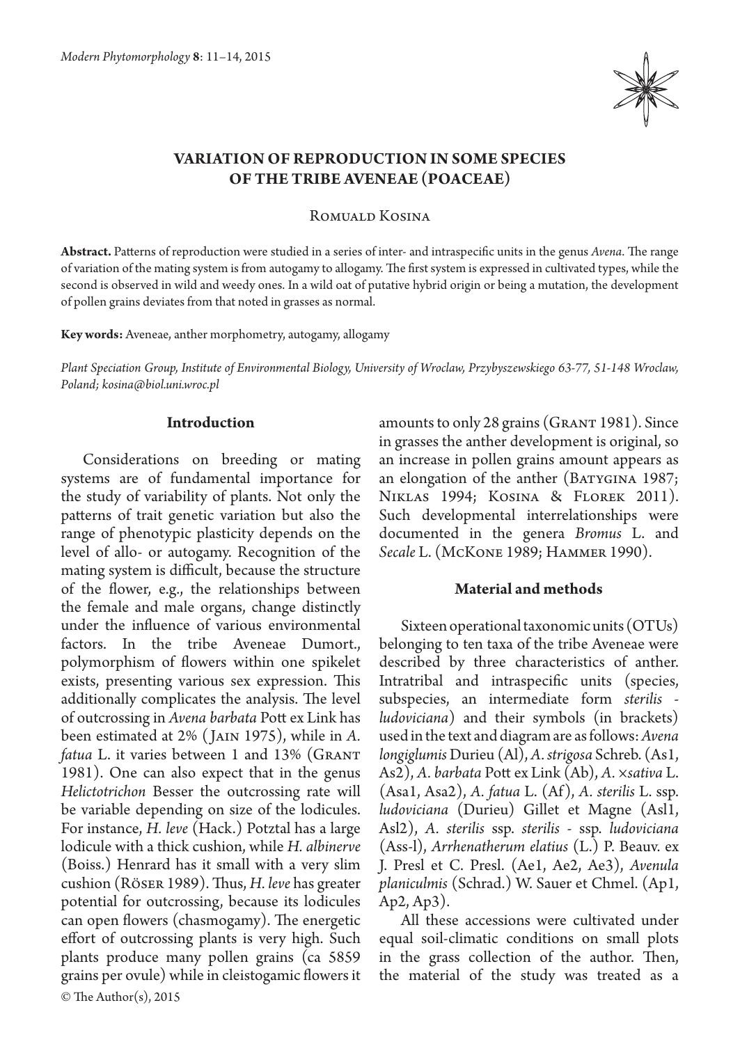# VARIATION OF REPRODUCTION IN SOME SPECIES OF THE TRIBE AVENEAE (POACEAE)

Romuald Kosina

**Abstract.** Patterns of reproduction were studied in a series of inter- and intraspecific units in the genus *Avena*. The range of variation of the mating system is from autogamy to allogamy. The first system is expressed in cultivated types, while the second is observed in wild and weedy ones. In a wild oat of putative hybrid origin or being a mutation, the development of pollen grains deviates from that noted in grasses as normal.

**Key words:** Aveneae, anther morphometry, autogamy, allogamy

*Plant Speciation Group, Institute of Environmental Biology, University of Wroclaw, Przybyszewskiego 63-77, 51-148 Wroclaw, Poland; kosina@biol.uni.wroc.pl*

## Introduction

Considerations on breeding or mating systems are of fundamental importance for the study of variability of plants. Not only the patterns of trait genetic variation but also the range of phenotypic plasticity depends on the level of allo- or autogamy. Recognition of the mating system is difficult, because the structure of the flower, e.g., the relationships between the female and male organs, change distinctly under the influence of various environmental factors. In the tribe Aveneae Dumort., polymorphism of flowers within one spikelet exists, presenting various sex expression. This additionally complicates the analysis. The level of outcrossing in *Avena barbata* Pott ex Link has been estimated at 2% (Jain 1975), while in *A. fatua* L. it varies between 1 and 13% (Grant 1981). One can also expect that in the genus *Helictotrichon* Besser the outcrossing rate will be variable depending on size of the lodicules. For instance, *H. leve* (Hack.) Potztal has a large lodicule with a thick cushion, while *H. albinerve* (Boiss.) Henrard has it small with a very slim cushion (Röser 1989). Thus, *H. leve* has greater potential for outcrossing, because its lodicules can open flowers (chasmogamy). The energetic effort of outcrossing plants is very high. Such plants produce many pollen grains (ca 5859 grains per ovule) while in cleistogamic flowers it amounts to only 28 grains (Grant 1981). Since in grasses the anther development is original, so an increase in pollen grains amount appears as an elongation of the anther (Batygina 1987; Niklas 1994; Kosina & Florek 2011). Such developmental interrelationships were documented in the genera *Bromus* L. and *Secale* L. (McKone 1989; Hammer 1990).

## Material and methods

Sixteen operational taxonomic units (OTUs) belonging to ten taxa of the tribe Aveneae were described by three characteristics of anther. Intratribal and intraspecific units (species, subspecies, an intermediate form *sterilis - ludoviciana*) and their symbols (in brackets) used in the text and diagram are as follows: *Avena longiglumis* Durieu (Al), *A. strigosa* Schreb. (As1, As2), *A. barbata* Pott ex Link (Ab), *A. ×sativa* L. (Asa1, Asa2), *A. fatua* L. (Af), *A. sterilis* L. ssp. *ludoviciana* (Durieu) Gillet et Magne (Asl1, Asl2), *A. sterilis* ssp. *sterilis* - ssp. *ludoviciana* (Ass-l), *Arrhenatherum elatius* (L.) P. Beauv. ex J. Presl et C. Presl. (Ae1, Ae2, Ae3), *Avenula planiculmis* (Schrad.) W. Sauer et Chmel. (Ap1, Ap2, Ap3).

All these accessions were cultivated under equal soil-climatic conditions on small plots in the grass collection of the author. Then, the material of the study was treated as a

© The Author(s), 2015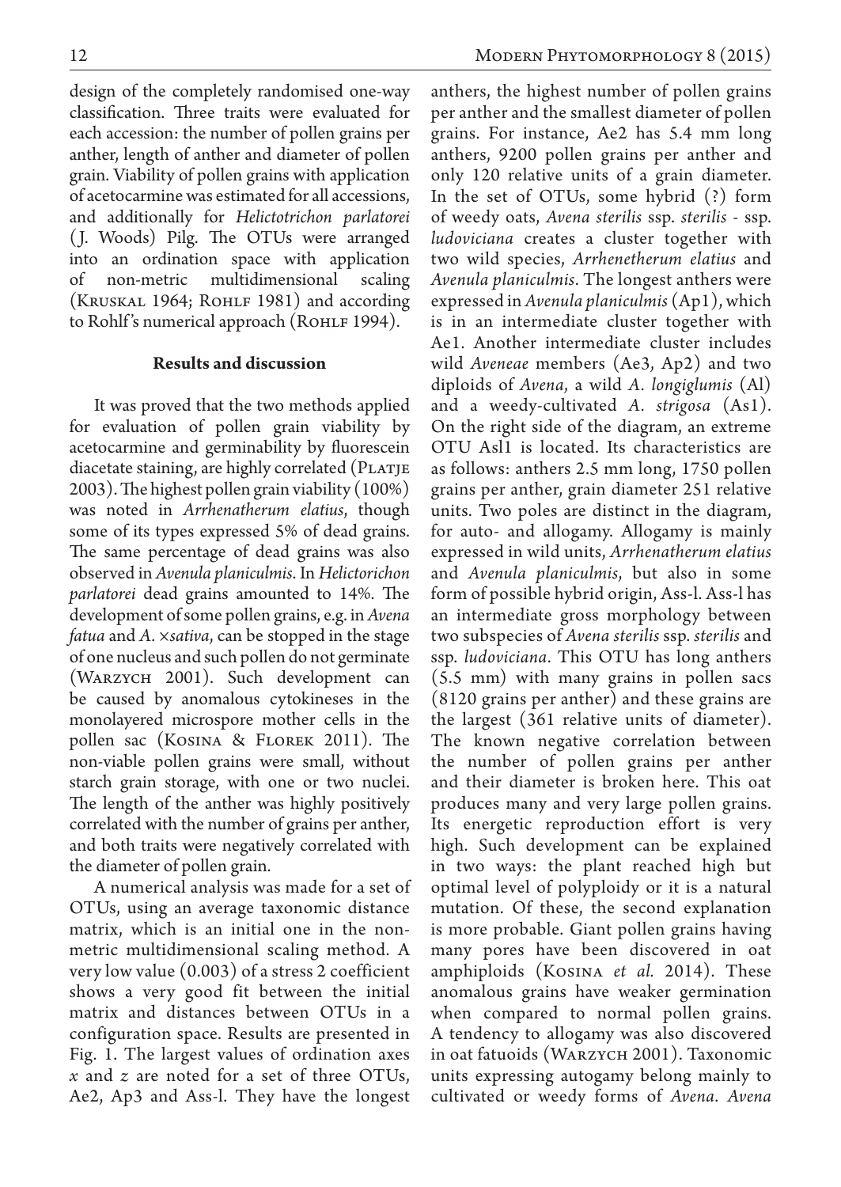design of the completely randomised one-way classification. Three traits were evaluated for each accession: the number of pollen grains per anther, length of anther and diameter of pollen grain. Viability of pollen grains with application of acetocarmine was estimated for all accessions, and additionally for *Helictotrichon parlatorei* (J. Woods) Pilg. The OTUs were arranged into an ordination space with application of non-metric multidimensional scaling (Kruskal 1964; Rohlf 1981) and according to Rohlf's numerical approach (Rohlf 1994).

## Results and discussion

It was proved that the two methods applied for evaluation of pollen grain viability by acetocarmine and germinability by fluorescein diacetate staining, are highly correlated (Platje 2003). The highest pollen grain viability (100%) was noted in *Arrhenatherum elatius*, though some of its types expressed 5% of dead grains. The same percentage of dead grains was also observed in *Avenula planiculmis*. In *Helictorichon parlatorei* dead grains amounted to 14%. The development of some pollen grains, e.g. in *Avena fatua* and *A.* ×*sativa*, can be stopped in the stage of one nucleus and such pollen do not germinate (Warzych 2001). Such development can be caused by anomalous cytokineses in the monolayered microspore mother cells in the pollen sac (Kosina & Florek 2011). The non-viable pollen grains were small, without starch grain storage, with one or two nuclei. The length of the anther was highly positively correlated with the number of grains per anther, and both traits were negatively correlated with the diameter of pollen grain.

A numerical analysis was made for a set of OTUs, using an average taxonomic distance matrix, which is an initial one in the non-metric multidimensional scaling method. A very low value (0.003) of a stress 2 coefficient shows a very good fit between the initial matrix and distances between OTUs in a configuration space. Results are presented in Fig. 1. The largest values of ordination axes *x* and *z* are noted for a set of three OTUs, Ae2, Ap3 and Ass-l. They have the longest anthers, the highest number of pollen grains per anther and the smallest diameter of pollen grains. For instance, Ae2 has 5.4 mm long anthers, 9200 pollen grains per anther and only 120 relative units of a grain diameter. In the set of OTUs, some hybrid (?) form of weedy oats, *Avena sterilis* ssp. *sterilis* - ssp. *ludoviciana* creates a cluster together with two wild species, *Arrhenetherum elatius* and *Avenula planiculmis*. The longest anthers were expressed in *Avenula planiculmis* (Ap1), which is in an intermediate cluster together with Ae1. Another intermediate cluster includes wild *Aveneae* members (Ae3, Ap2) and two diploids of *Avena*, a wild *A. longiglumis* (Al) and a weedy-cultivated *A. strigosa* (As1). On the right side of the diagram, an extreme OTU Asl1 is located. Its characteristics are as follows: anthers 2.5 mm long, 1750 pollen grains per anther, grain diameter 251 relative units. Two poles are distinct in the diagram, for auto- and allogamy. Allogamy is mainly expressed in wild units, *Arrhenatherum elatius* and *Avenula planiculmis*, but also in some form of possible hybrid origin, Ass-l. Ass-l has an intermediate gross morphology between two subspecies of *Avena sterilis* ssp. *sterilis* and ssp. *ludoviciana*. This OTU has long anthers (5.5 mm) with many grains in pollen sacs (8120 grains per anther) and these grains are the largest (361 relative units of diameter). The known negative correlation between the number of pollen grains per anther and their diameter is broken here. This oat produces many and very large pollen grains. Its energetic reproduction effort is very high. Such development can be explained in two ways: the plant reached high but optimal level of polyploidy or it is a natural mutation. Of these, the second explanation is more probable. Giant pollen grains having many pores have been discovered in oat amphiploids (Kosina *et al.* 2014). These anomalous grains have weaker germination when compared to normal pollen grains. A tendency to allogamy was also discovered in oat fatuoids (Warzych 2001). Taxonomic units expressing autogamy belong mainly to cultivated or weedy forms of *Avena*. *Avena*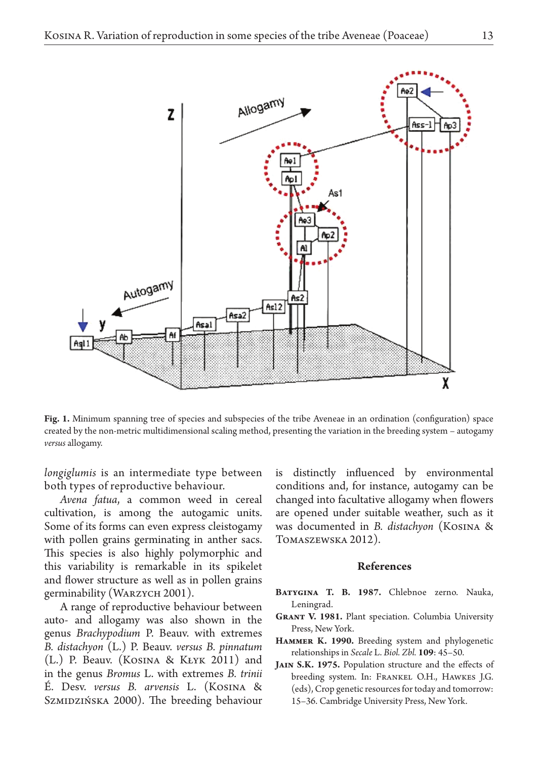**Fig. 1.** Minimum spanning tree of species and subspecies of the tribe Aveneae in an ordination (configuration) space created by the non-metric multidimensional scaling method, presenting the variation in the breeding system – autogamy *versus* allogamy.

*longiglumis* is an intermediate type between both types of reproductive behaviour.

*Avena fatua*, a common weed in cereal cultivation, is among the autogamic units. Some of its forms can even express cleistogamy with pollen grains germinating in anther sacs. This species is also highly polymorphic and this variability is remarkable in its spikelet and flower structure as well as in pollen grains germinability (Warzych 2001).

A range of reproductive behaviour between auto- and allogamy was also shown in the genus *Brachypodium* P. Beauv. with extremes *B. distachyon* (L.) P. Beauv. *versus B. pinnatum* (L.) P. Beauv. (Kosina & Kłyk 2011) and in the genus *Bromus* L. with extremes *B. trinii* É. Desv. *versus B. arvensis* L. (Kosina & Szmidzińska 2000). The breeding behaviour is distinctly influenced by environmental conditions and, for instance, autogamy can be changed into facultative allogamy when flowers are opened under suitable weather, such as it was documented in *B. distachyon* (Kosina & Tomaszewska 2012).

## References

**Batygina T. B. 1987.** Chlebnoe zerno. Nauka, Leningrad.

**Grant V. 1981.** Plant speciation. Columbia University Press, New York.

**Hammer K. 1990.** Breeding system and phylogenetic relationships in *Secale* L. *Biol. Zbl.* **109**: 45–50.

**Jain S.K. 1975.** Population structure and the effects of breeding system. In: Frankel O.H., Hawkes J.G. (eds), Crop genetic resources for today and tomorrow: 15–36. Cambridge University Press, New York.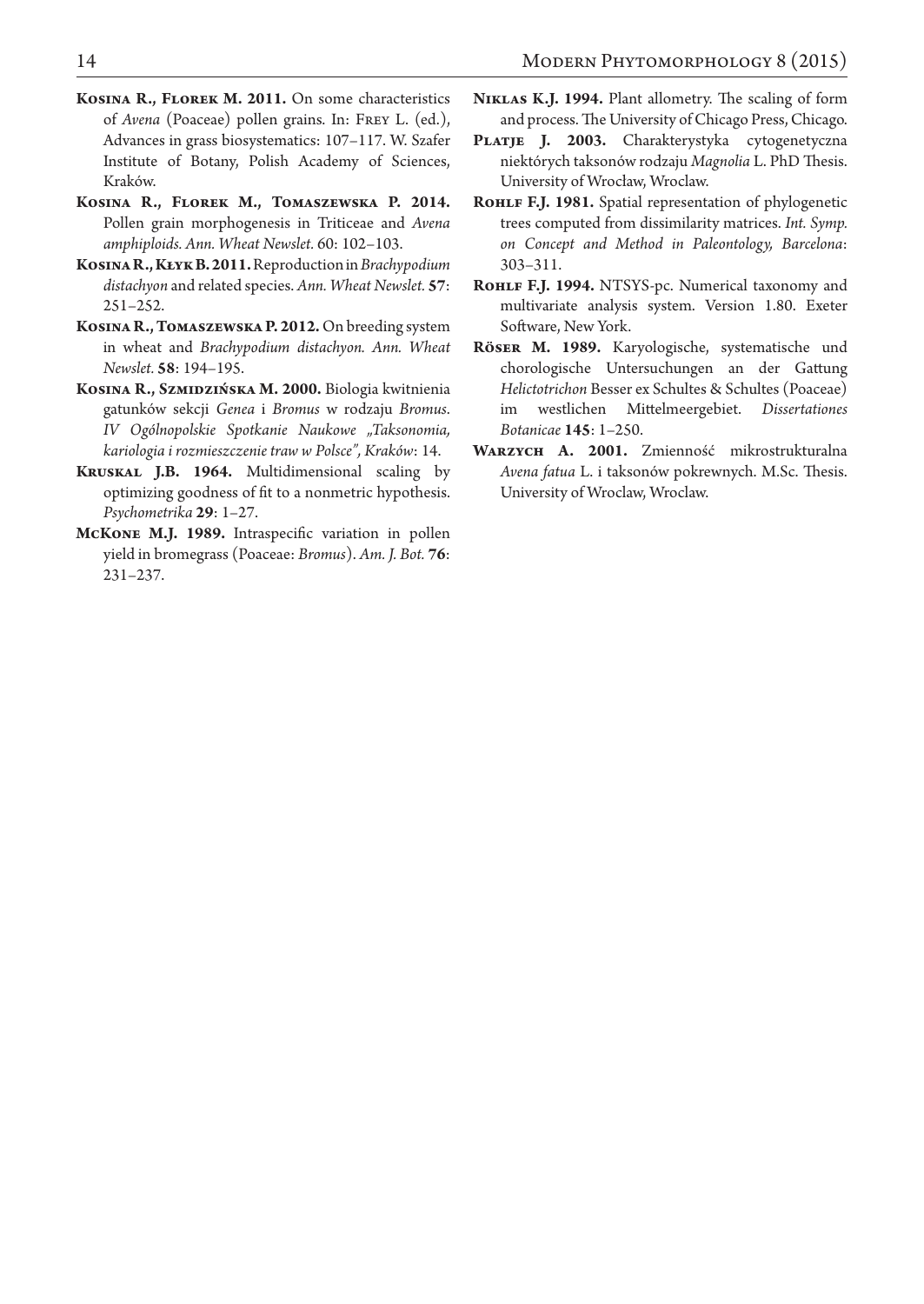**Kosina R., Florek M. 2011.** On some characteristics of *Avena* (Poaceae) pollen grains. In: Frey L. (ed.), Advances in grass biosystematics: 107–117. W. Szafer Institute of Botany, Polish Academy of Sciences, Kraków.

**Kosina R., Florek M., Tomaszewska P. 2014.** Pollen grain morphogenesis in Triticeae and *Avena amphiploids. Ann. Wheat Newslet.* 60: 102–103.

**Kosina R., Kłyk B. 2011.** Reproduction in *Brachypodium distachyon* and related species. *Ann. Wheat Newslet.* **57**: 251–252.

**Kosina R., Tomaszewska P. 2012.** On breeding system in wheat and *Brachypodium distachyon. Ann. Wheat Newslet.* **58**: 194–195.

**Kosina R., Szmidzińska M. 2000.** Biologia kwitnienia gatunków sekcji *Genea* i *Bromus* w rodzaju *Bromus*. *IV Ogólnopolskie Spotkanie Naukowe „Taksonomia, kariologia i rozmieszczenie traw w Polsce", Kraków*: 14.

**Kruskal J.B. 1964.** Multidimensional scaling by optimizing goodness of fit to a nonmetric hypothesis. *Psychometrika* **29**: 1–27.

**McKone M.J. 1989.** Intraspecific variation in pollen yield in bromegrass (Poaceae: *Bromus*). *Am. J. Bot.* **76**: 231–237.

**Niklas K.J. 1994.** Plant allometry. The scaling of form and process. The University of Chicago Press, Chicago.

**Platje J. 2003.** Charakterystyka cytogenetyczna niektórych taksonów rodzaju *Magnolia* L. PhD Thesis. University of Wrocław, Wroclaw.

**Rohlf F.J. 1981.** Spatial representation of phylogenetic trees computed from dissimilarity matrices. *Int. Symp. on Concept and Method in Paleontology, Barcelona*: 303–311.

**Rohlf F.J. 1994.** NTSYS-pc. Numerical taxonomy and multivariate analysis system. Version 1.80. Exeter Software, New York.

**Röser M. 1989.** Karyologische, systematische und chorologische Untersuchungen an der Gattung *Helictotrichon* Besser ex Schultes & Schultes (Poaceae) im westlichen Mittelmeergebiet. *Dissertationes Botanicae* **145**: 1–250.

**Warzych A. 2001.** Zmienność mikrostrukturalna *Avena fatua* L. i taksonów pokrewnych. M.Sc. Thesis. University of Wroclaw, Wroclaw.